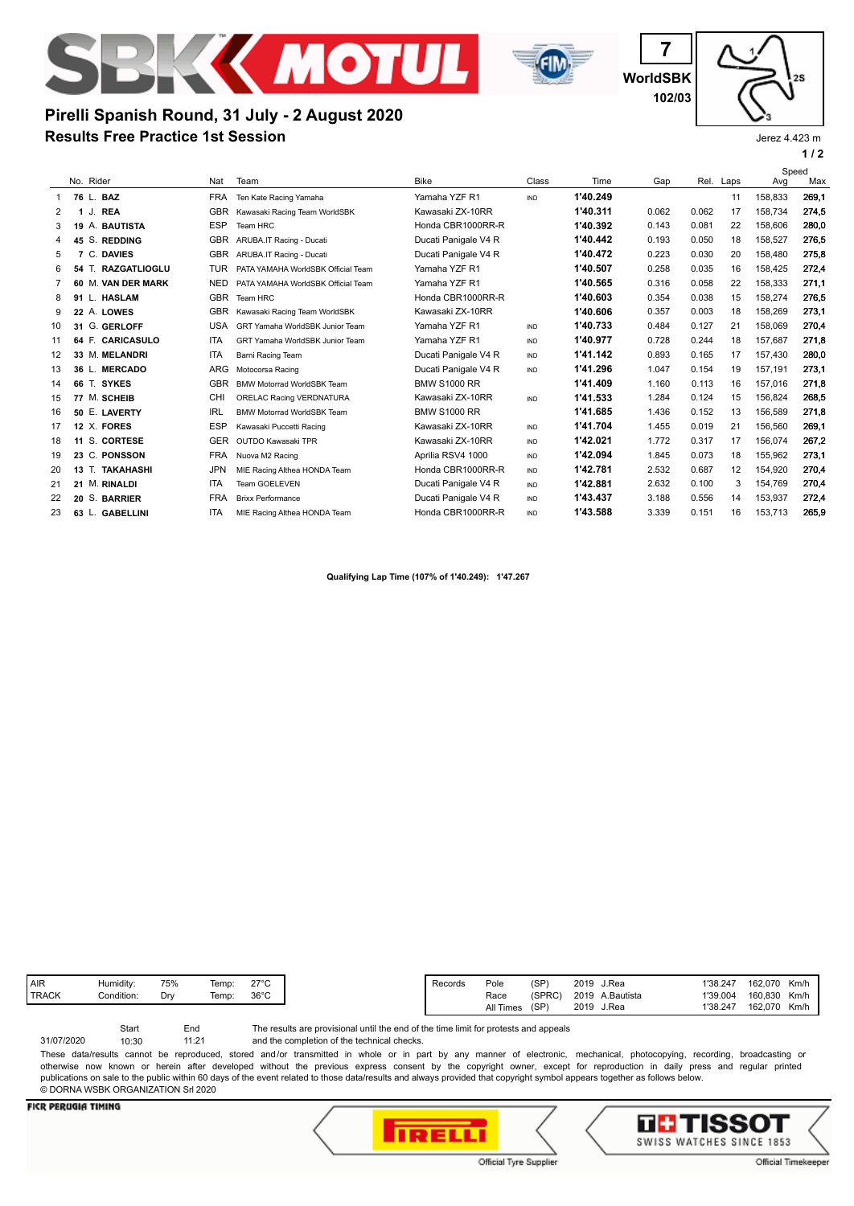# Pirelli Spanish Round, 31 July - 2 August 2020

## Results Free Practice 1st Session

7
WorldSBK
102/03

Jerez 4.423 m

| | No. | Rider | Nat | Team | Bike | Class | Time | Gap | Rel. | Laps | Speed Avg | Speed Max |
|---|---|---|---|---|---|---|---|---|---|---|---|---|
| 1 | 76 | L. **BAZ** | FRA | Ten Kate Racing Yamaha | Yamaha YZF R1 | IND | **1'40.249** | | | 11 | 158,833 | **269,1** |
| 2 | 1 | J. **REA** | GBR | Kawasaki Racing Team WorldSBK | Kawasaki ZX-10RR | | **1'40.311** | 0.062 | 0.062 | 17 | 158,734 | **274,5** |
| 3 | 19 | A. **BAUTISTA** | ESP | Team HRC | Honda CBR1000RR-R | | **1'40.392** | 0.143 | 0.081 | 22 | 158,606 | **280,0** |
| 4 | 45 | S. **REDDING** | GBR | ARUBA.IT Racing - Ducati | Ducati Panigale V4 R | | **1'40.442** | 0.193 | 0.050 | 18 | 158,527 | **276,5** |
| 5 | 7 | C. **DAVIES** | GBR | ARUBA.IT Racing - Ducati | Ducati Panigale V4 R | | **1'40.472** | 0.223 | 0.030 | 20 | 158,480 | **275,8** |
| 6 | 54 | T. **RAZGATLIOGLU** | TUR | PATA YAMAHA WorldSBK Official Team | Yamaha YZF R1 | | **1'40.507** | 0.258 | 0.035 | 16 | 158,425 | **272,4** |
| 7 | 60 | M. **VAN DER MARK** | NED | PATA YAMAHA WorldSBK Official Team | Yamaha YZF R1 | | **1'40.565** | 0.316 | 0.058 | 22 | 158,333 | **271,1** |
| 8 | 91 | L. **HASLAM** | GBR | Team HRC | Honda CBR1000RR-R | | **1'40.603** | 0.354 | 0.038 | 15 | 158,274 | **276,5** |
| 9 | 22 | A. **LOWES** | GBR | Kawasaki Racing Team WorldSBK | Kawasaki ZX-10RR | | **1'40.606** | 0.357 | 0.003 | 18 | 158,269 | **273,1** |
| 10 | 31 | G. **GERLOFF** | USA | GRT Yamaha WorldSBK Junior Team | Yamaha YZF R1 | IND | **1'40.733** | 0.484 | 0.127 | 21 | 158,069 | **270,4** |
| 11 | 64 | F. **CARICASULO** | ITA | GRT Yamaha WorldSBK Junior Team | Yamaha YZF R1 | IND | **1'40.977** | 0.728 | 0.244 | 18 | 157,687 | **271,8** |
| 12 | 33 | M. **MELANDRI** | ITA | Barni Racing Team | Ducati Panigale V4 R | IND | **1'41.142** | 0.893 | 0.165 | 17 | 157,430 | **280,0** |
| 13 | 36 | L. **MERCADO** | ARG | Motocorsa Racing | Ducati Panigale V4 R | IND | **1'41.296** | 1.047 | 0.154 | 19 | 157,191 | **273,1** |
| 14 | 66 | T. **SYKES** | GBR | BMW Motorrad WorldSBK Team | BMW S1000 RR | | **1'41.409** | 1.160 | 0.113 | 16 | 157,016 | **271,8** |
| 15 | 77 | M. **SCHEIB** | CHI | ORELAC Racing VERDNATURA | Kawasaki ZX-10RR | IND | **1'41.533** | 1.284 | 0.124 | 15 | 156,824 | **268,5** |
| 16 | 50 | E. **LAVERTY** | IRL | BMW Motorrad WorldSBK Team | BMW S1000 RR | | **1'41.685** | 1.436 | 0.152 | 13 | 156,589 | **271,8** |
| 17 | 12 | X. **FORES** | ESP | Kawasaki Puccetti Racing | Kawasaki ZX-10RR | IND | **1'41.704** | 1.455 | 0.019 | 21 | 156,560 | **269,1** |
| 18 | 11 | S. **CORTESE** | GER | OUTDO Kawasaki TPR | Kawasaki ZX-10RR | IND | **1'42.021** | 1.772 | 0.317 | 17 | 156,074 | **267,2** |
| 19 | 23 | C. **PONSSON** | FRA | Nuova M2 Racing | Aprilia RSV4 1000 | IND | **1'42.094** | 1.845 | 0.073 | 18 | 155,962 | **273,1** |
| 20 | 13 | T. **TAKAHASHI** | JPN | MIE Racing Althea HONDA Team | Honda CBR1000RR-R | IND | **1'42.781** | 2.532 | 0.687 | 12 | 154,920 | **270,4** |
| 21 | 21 | M. **RINALDI** | ITA | Team GOELEVEN | Ducati Panigale V4 R | IND | **1'42.881** | 2.632 | 0.100 | 3 | 154,769 | **270,4** |
| 22 | 20 | S. **BARRIER** | FRA | Brixx Performance | Ducati Panigale V4 R | IND | **1'43.437** | 3.188 | 0.556 | 14 | 153,937 | **272,4** |
| 23 | 63 | L. **GABELLINI** | ITA | MIE Racing Althea HONDA Team | Honda CBR1000RR-R | IND | **1'43.588** | 3.339 | 0.151 | 16 | 153,713 | **265,9** |

**Qualifying Lap Time (107% of 1'40.249): 1'47.267**

| | | | | |
|---|---|---|---|---|
| AIR | Humidity: | 75% | Temp: | 27°C |
| TRACK | Condition: | Dry | Temp: | 36°C |

| Records | | | | | | | |
|---|---|---|---|---|---|---|---|
| | Pole | (SP) | 2019 | J.Rea | 1'38.247 | 162,070 | Km/h |
| | Race | (SPRC) | 2019 | A.Bautista | 1'39.004 | 160,830 | Km/h |
| | All Times | (SP) | 2019 | J.Rea | 1'38.247 | 162,070 | Km/h |

| | Start | End |
|---|---|---|
| 31/07/2020 | 10:30 | 11:21 |

The results are provisional until the end of the time limit for protests and appeals and the completion of the technical checks.

These data/results cannot be reproduced, stored and/or transmitted in whole or in part by any manner of electronic, mechanical, photocopying, recording, broadcasting or otherwise now known or herein after developed without the previous express consent by the copyright owner, except for reproduction in daily press and regular printed publications on sale to the public within 60 days of the event related to those data/results and always provided that copyright symbol appears together as follows below.
© DORNA WSBK ORGANIZATION Srl 2020

FICR PERUGIA TIMING

Official Tyre Supplier

Official Timekeeper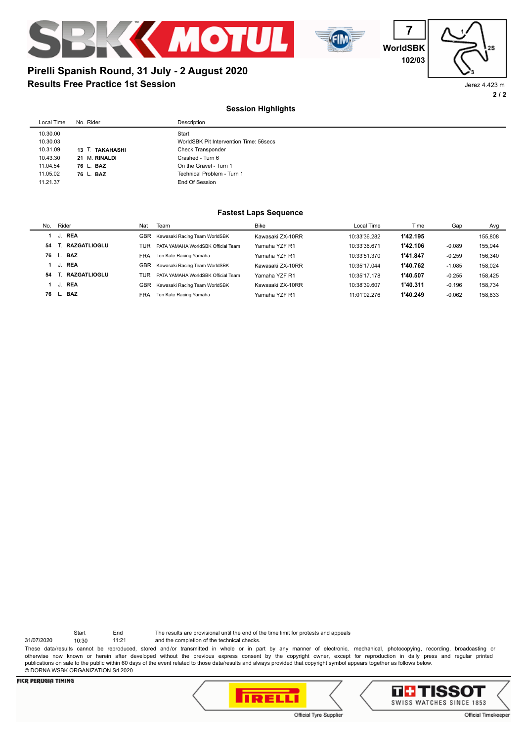# Pirelli Spanish Round, 31 July - 2 August 2020

## Results Free Practice 1st Session

7
WorldSBK
102/03

Jerez 4.423 m

### Session Highlights

| Local Time | No. Rider | Description |
|---|---|---|
| 10.30.00 | | Start |
| 10.30.03 | | WorldSBK Pit Intervention Time: 56secs |
| 10.31.09 | **13** T. **TAKAHASHI** | Check Transponder |
| 10.43.30 | **21** M. **RINALDI** | Crashed - Turn 6 |
| 11.04.54 | **76** L. **BAZ** | On the Gravel - Turn 1 |
| 11.05.02 | **76** L. **BAZ** | Technical Problem - Turn 1 |
| 11.21.37 | | End Of Session |

### Fastest Laps Sequence

| No. | Rider | Nat | Team | Bike | Local Time | Time | Gap | Avg |
|---|---|---|---|---|---|---|---|---|
| **1** | J. **REA** | GBR | Kawasaki Racing Team WorldSBK | Kawasaki ZX-10RR | 10:33'36.282 | **1'42.195** | | 155,808 |
| **54** | T. **RAZGATLIOGLU** | TUR | PATA YAMAHA WorldSBK Official Team | Yamaha YZF R1 | 10:33'36.671 | **1'42.106** | -0.089 | 155,944 |
| **76** | L. **BAZ** | FRA | Ten Kate Racing Yamaha | Yamaha YZF R1 | 10:33'51.370 | **1'41.847** | -0.259 | 156,340 |
| **1** | J. **REA** | GBR | Kawasaki Racing Team WorldSBK | Kawasaki ZX-10RR | 10:35'17.044 | **1'40.762** | -1.085 | 158,024 |
| **54** | T. **RAZGATLIOGLU** | TUR | PATA YAMAHA WorldSBK Official Team | Yamaha YZF R1 | 10:35'17.178 | **1'40.507** | -0.255 | 158,425 |
| **1** | J. **REA** | GBR | Kawasaki Racing Team WorldSBK | Kawasaki ZX-10RR | 10:38'39.607 | **1'40.311** | -0.196 | 158,734 |
| **76** | L. **BAZ** | FRA | Ten Kate Racing Yamaha | Yamaha YZF R1 | 11:01'02.276 | **1'40.249** | -0.062 | 158,833 |

| | Start | End | |
|---|---|---|---|
| 31/07/2020 | 10:30 | 11:21 | The results are provisional until the end of the time limit for protests and appeals and the completion of the technical checks. |

These data/results cannot be reproduced, stored and/or transmitted in whole or in part by any manner of electronic, mechanical, photocopying, recording, broadcasting or otherwise now known or herein after developed without the previous express consent by the copyright owner, except for reproduction in daily press and regular printed publications on sale to the public within 60 days of the event related to those data/results and always provided that copyright symbol appears together as follows below.
© DORNA WSBK ORGANIZATION Srl 2020

FICR PERUGIA TIMING

Official Tyre Supplier

TISSOT SWISS WATCHES SINCE 1853 — Official Timekeeper